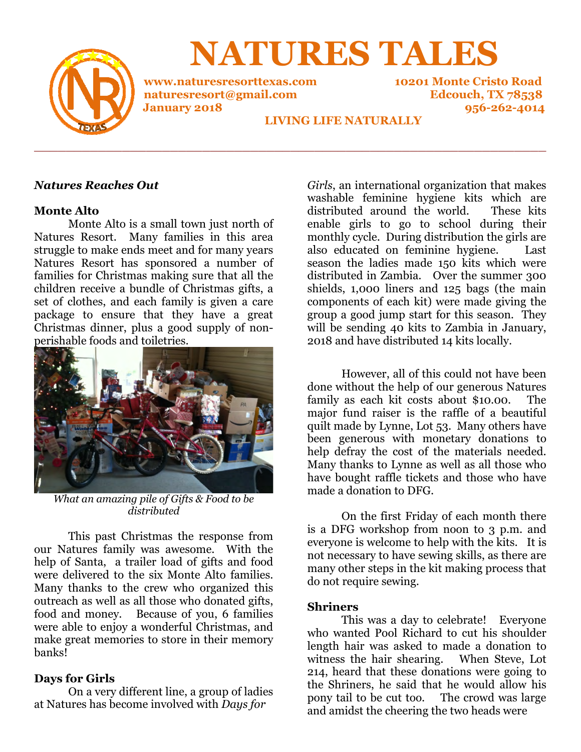# NATURES TALES

**www.naturesresorttexas.com**
**naturesresort@gmail.com**
**January 2018**

**10201 Monte Cristo Road**
**Edcouch, TX 78538**
**956-262-4014**

**LIVING LIFE NATURALLY**

---

***Natures Reaches Out***

**Monte Alto**

Monte Alto is a small town just north of Natures Resort. Many families in this area struggle to make ends meet and for many years Natures Resort has sponsored a number of families for Christmas making sure that all the children receive a bundle of Christmas gifts, a set of clothes, and each family is given a care package to ensure that they have a great Christmas dinner, plus a good supply of non-perishable foods and toiletries.

*What an amazing pile of Gifts & Food to be distributed*

This past Christmas the response from our Natures family was awesome. With the help of Santa, a trailer load of gifts and food were delivered to the six Monte Alto families. Many thanks to the crew who organized this outreach as well as all those who donated gifts, food and money. Because of you, 6 families were able to enjoy a wonderful Christmas, and make great memories to store in their memory banks!

**Days for Girls**

On a very different line, a group of ladies at Natures has become involved with *Days for Girls*, an international organization that makes washable feminine hygiene kits which are distributed around the world. These kits enable girls to go to school during their monthly cycle. During distribution the girls are also educated on feminine hygiene. Last season the ladies made 150 kits which were distributed in Zambia. Over the summer 300 shields, 1,000 liners and 125 bags (the main components of each kit) were made giving the group a good jump start for this season. They will be sending 40 kits to Zambia in January, 2018 and have distributed 14 kits locally.

However, all of this could not have been done without the help of our generous Natures family as each kit costs about $10.00. The major fund raiser is the raffle of a beautiful quilt made by Lynne, Lot 53. Many others have been generous with monetary donations to help defray the cost of the materials needed. Many thanks to Lynne as well as all those who have bought raffle tickets and those who have made a donation to DFG.

On the first Friday of each month there is a DFG workshop from noon to 3 p.m. and everyone is welcome to help with the kits. It is not necessary to have sewing skills, as there are many other steps in the kit making process that do not require sewing.

**Shriners**

This was a day to celebrate! Everyone who wanted Pool Richard to cut his shoulder length hair was asked to made a donation to witness the hair shearing. When Steve, Lot 214, heard that these donations were going to the Shriners, he said that he would allow his pony tail to be cut too. The crowd was large and amidst the cheering the two heads were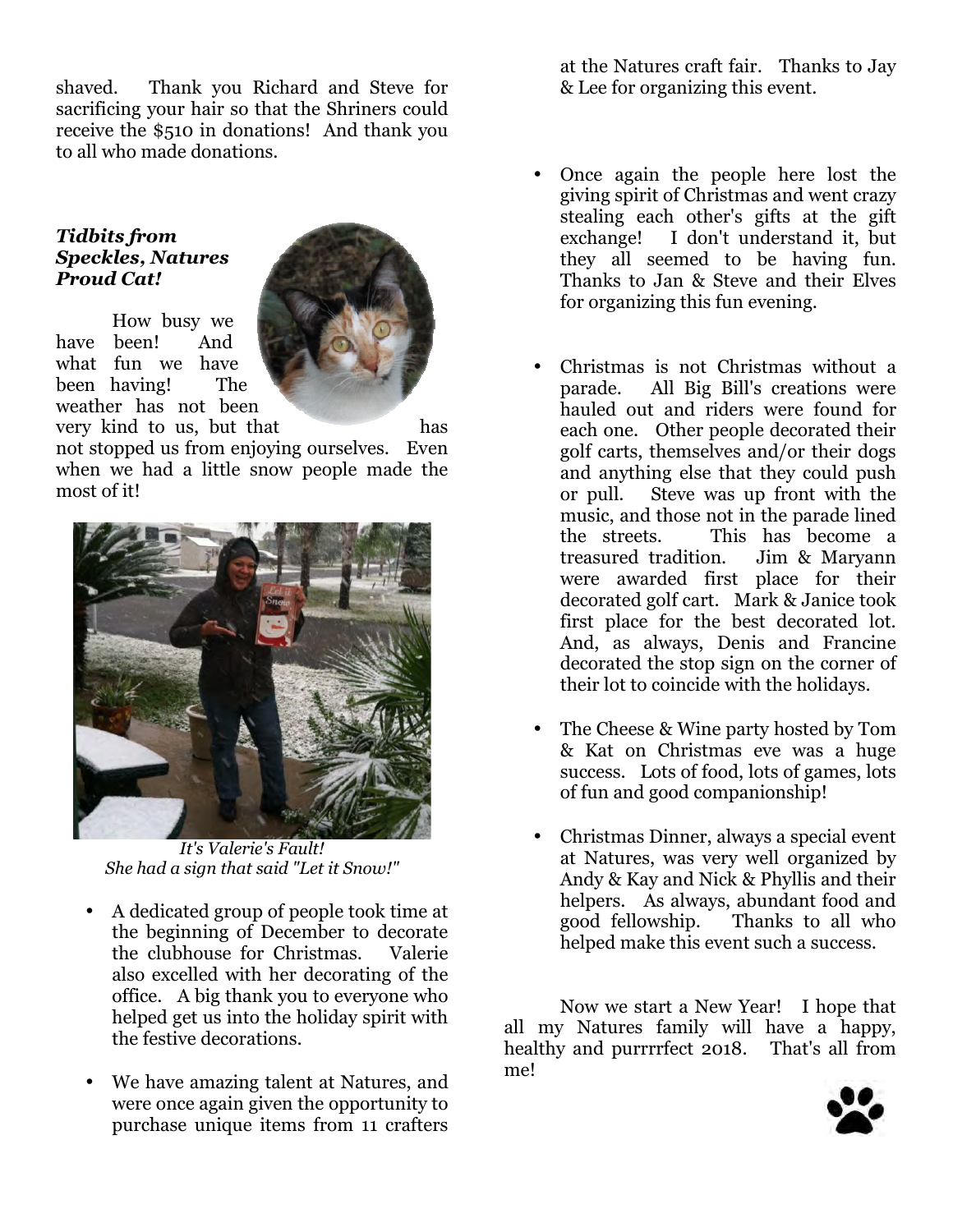shaved. Thank you Richard and Steve for sacrificing your hair so that the Shriners could receive the $510 in donations! And thank you to all who made donations.

***Tidbits from Speckles, Natures Proud Cat!***

How busy we have been! And what fun we have been having! The weather has not been very kind to us, but that has not stopped us from enjoying ourselves. Even when we had a little snow people made the most of it!

*It's Valerie's Fault!*
*She had a sign that said "Let it Snow!"*

- A dedicated group of people took time at the beginning of December to decorate the clubhouse for Christmas. Valerie also excelled with her decorating of the office. A big thank you to everyone who helped get us into the holiday spirit with the festive decorations.

- We have amazing talent at Natures, and were once again given the opportunity to purchase unique items from 11 crafters at the Natures craft fair. Thanks to Jay & Lee for organizing this event.

- Once again the people here lost the giving spirit of Christmas and went crazy stealing each other's gifts at the gift exchange! I don't understand it, but they all seemed to be having fun. Thanks to Jan & Steve and their Elves for organizing this fun evening.

- Christmas is not Christmas without a parade. All Big Bill's creations were hauled out and riders were found for each one. Other people decorated their golf carts, themselves and/or their dogs and anything else that they could push or pull. Steve was up front with the music, and those not in the parade lined the streets. This has become a treasured tradition. Jim & Maryann were awarded first place for their decorated golf cart. Mark & Janice took first place for the best decorated lot. And, as always, Denis and Francine decorated the stop sign on the corner of their lot to coincide with the holidays.

- The Cheese & Wine party hosted by Tom & Kat on Christmas eve was a huge success. Lots of food, lots of games, lots of fun and good companionship!

- Christmas Dinner, always a special event at Natures, was very well organized by Andy & Kay and Nick & Phyllis and their helpers. As always, abundant food and good fellowship. Thanks to all who helped make this event such a success.

Now we start a New Year! I hope that all my Natures family will have a happy, healthy and purrrrfect 2018. That's all from me!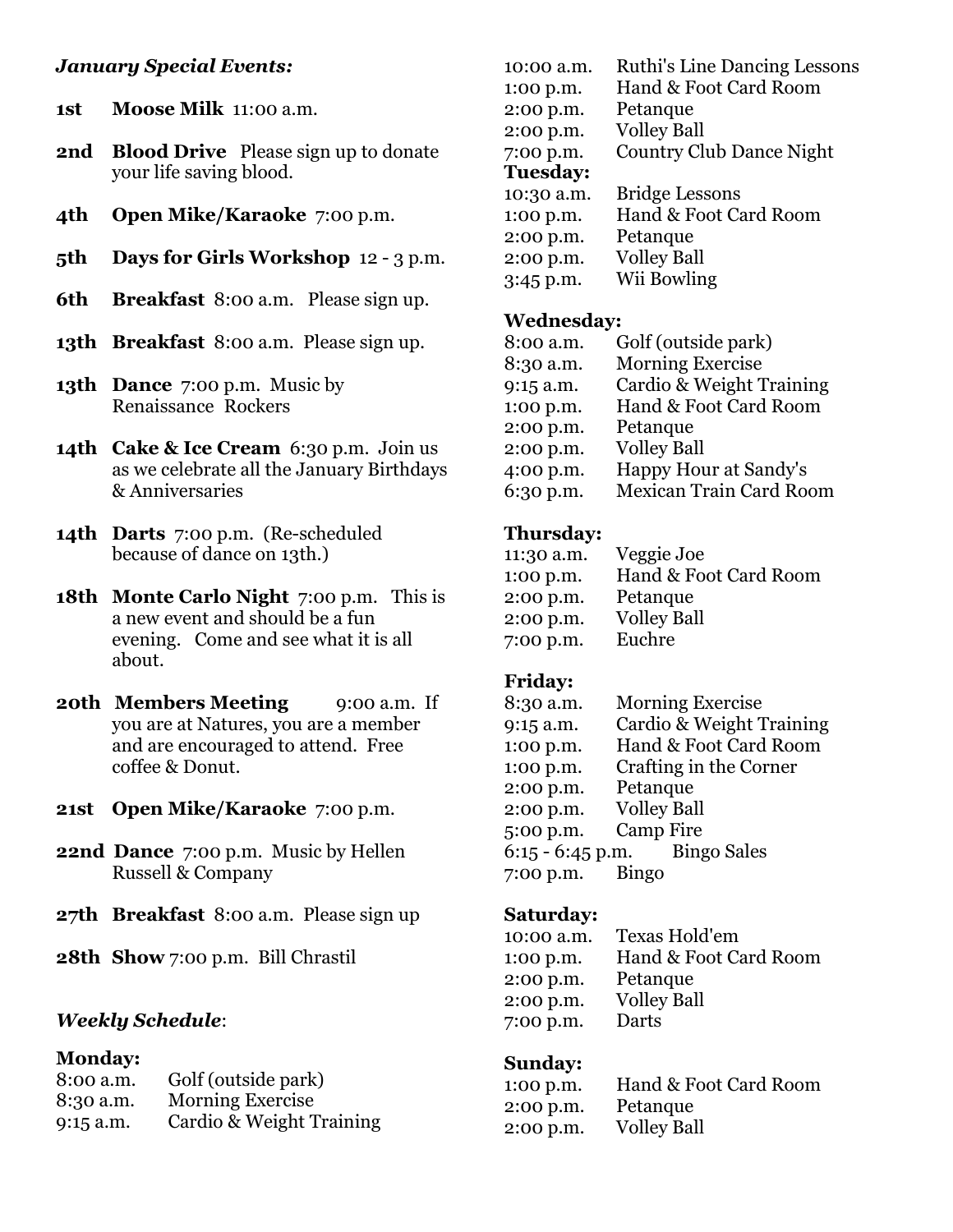***January Special Events:***

**1st** **Moose Milk** 11:00 a.m.

**2nd** **Blood Drive** Please sign up to donate your life saving blood.

**4th** **Open Mike/Karaoke** 7:00 p.m.

**5th** **Days for Girls Workshop** 12 - 3 p.m.

**6th** **Breakfast** 8:00 a.m. Please sign up.

**13th** **Breakfast** 8:00 a.m. Please sign up.

**13th** **Dance** 7:00 p.m. Music by Renaissance Rockers

**14th** **Cake & Ice Cream** 6:30 p.m. Join us as we celebrate all the January Birthdays & Anniversaries

**14th** **Darts** 7:00 p.m. (Re-scheduled because of dance on 13th.)

**18th** **Monte Carlo Night** 7:00 p.m. This is a new event and should be a fun evening. Come and see what it is all about.

**20th** **Members Meeting** 9:00 a.m. If you are at Natures, you are a member and are encouraged to attend. Free coffee & Donut.

**21st** **Open Mike/Karaoke** 7:00 p.m.

**22nd** **Dance** 7:00 p.m. Music by Hellen Russell & Company

**27th** **Breakfast** 8:00 a.m. Please sign up

**28th** **Show** 7:00 p.m. Bill Chrastil

***Weekly Schedule***:

**Monday:**

8:00 a.m. Golf (outside park)
8:30 a.m. Morning Exercise
9:15 a.m. Cardio & Weight Training
10:00 a.m. Ruthi's Line Dancing Lessons
1:00 p.m. Hand & Foot Card Room
2:00 p.m. Petanque
2:00 p.m. Volley Ball
7:00 p.m. Country Club Dance Night

**Tuesday:**

10:30 a.m. Bridge Lessons
1:00 p.m. Hand & Foot Card Room
2:00 p.m. Petanque
2:00 p.m. Volley Ball
3:45 p.m. Wii Bowling

**Wednesday:**

8:00 a.m. Golf (outside park)
8:30 a.m. Morning Exercise
9:15 a.m. Cardio & Weight Training
1:00 p.m. Hand & Foot Card Room
2:00 p.m. Petanque
2:00 p.m. Volley Ball
4:00 p.m. Happy Hour at Sandy's
6:30 p.m. Mexican Train Card Room

**Thursday:**

11:30 a.m. Veggie Joe
1:00 p.m. Hand & Foot Card Room
2:00 p.m. Petanque
2:00 p.m. Volley Ball
7:00 p.m. Euchre

**Friday:**

8:30 a.m. Morning Exercise
9:15 a.m. Cardio & Weight Training
1:00 p.m. Hand & Foot Card Room
1:00 p.m. Crafting in the Corner
2:00 p.m. Petanque
2:00 p.m. Volley Ball
5:00 p.m. Camp Fire
6:15 - 6:45 p.m. Bingo Sales
7:00 p.m. Bingo

**Saturday:**

10:00 a.m. Texas Hold'em
1:00 p.m. Hand & Foot Card Room
2:00 p.m. Petanque
2:00 p.m. Volley Ball
7:00 p.m. Darts

**Sunday:**

1:00 p.m. Hand & Foot Card Room
2:00 p.m. Petanque
2:00 p.m. Volley Ball